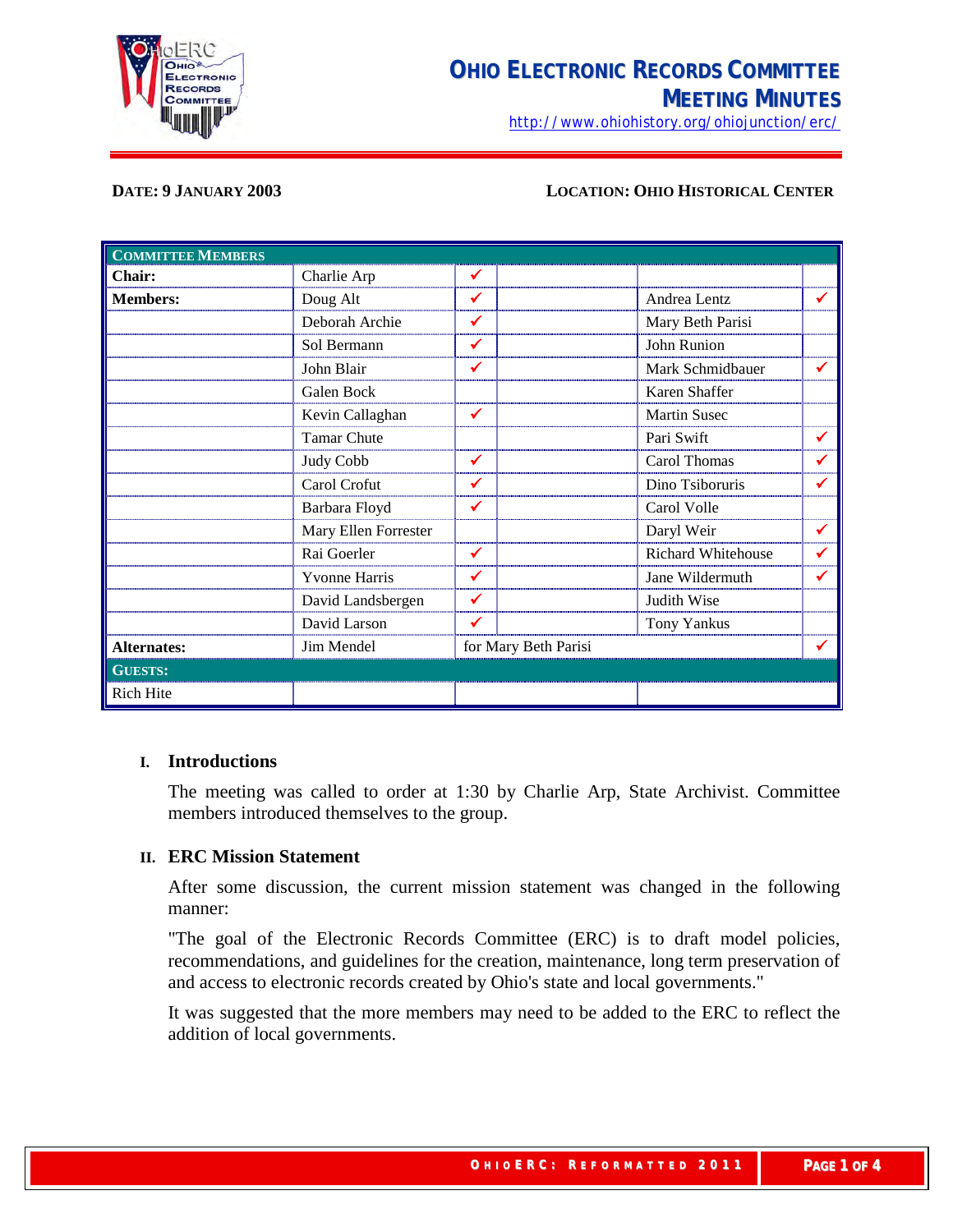# OHIO ELECTRONIC RECORDS COMMITTEE MEETING MINUTES

http://www.ohiohistory.org/ohiojunction/erc/

**DATE: 9 JANUARY 2003**

**LOCATION: OHIO HISTORICAL CENTER**

| COMMITTEE MEMBERS | | | | | |
|---|---|---|---|---|---|
| **Chair:** | Charlie Arp | ✔ | | | |
| **Members:** | Doug Alt | ✔ | | Andrea Lentz | ✔ |
| | Deborah Archie | ✔ | | Mary Beth Parisi | |
| | Sol Bermann | ✔ | | John Runion | |
| | John Blair | ✔ | | Mark Schmidbauer | ✔ |
| | Galen Bock | | | Karen Shaffer | |
| | Kevin Callaghan | ✔ | | Martin Susec | |
| | Tamar Chute | | | Pari Swift | ✔ |
| | Judy Cobb | ✔ | | Carol Thomas | ✔ |
| | Carol Crofut | ✔ | | Dino Tsiboruris | ✔ |
| | Barbara Floyd | ✔ | | Carol Volle | |
| | Mary Ellen Forrester | | | Daryl Weir | ✔ |
| | Rai Goerler | ✔ | | Richard Whitehouse | ✔ |
| | Yvonne Harris | ✔ | | Jane Wildermuth | ✔ |
| | David Landsbergen | ✔ | | Judith Wise | |
| | David Larson | ✔ | | Tony Yankus | |
| **Alternates:** | Jim Mendel | for Mary Beth Parisi | | | ✔ |
| **GUESTS:** | | | | | |
| Rich Hite | | | | | |

## I. Introductions

The meeting was called to order at 1:30 by Charlie Arp, State Archivist. Committee members introduced themselves to the group.

## II. ERC Mission Statement

After some discussion, the current mission statement was changed in the following manner:

"The goal of the Electronic Records Committee (ERC) is to draft model policies, recommendations, and guidelines for the creation, maintenance, long term preservation of and access to electronic records created by Ohio's state and local governments."

It was suggested that the more members may need to be added to the ERC to reflect the addition of local governments.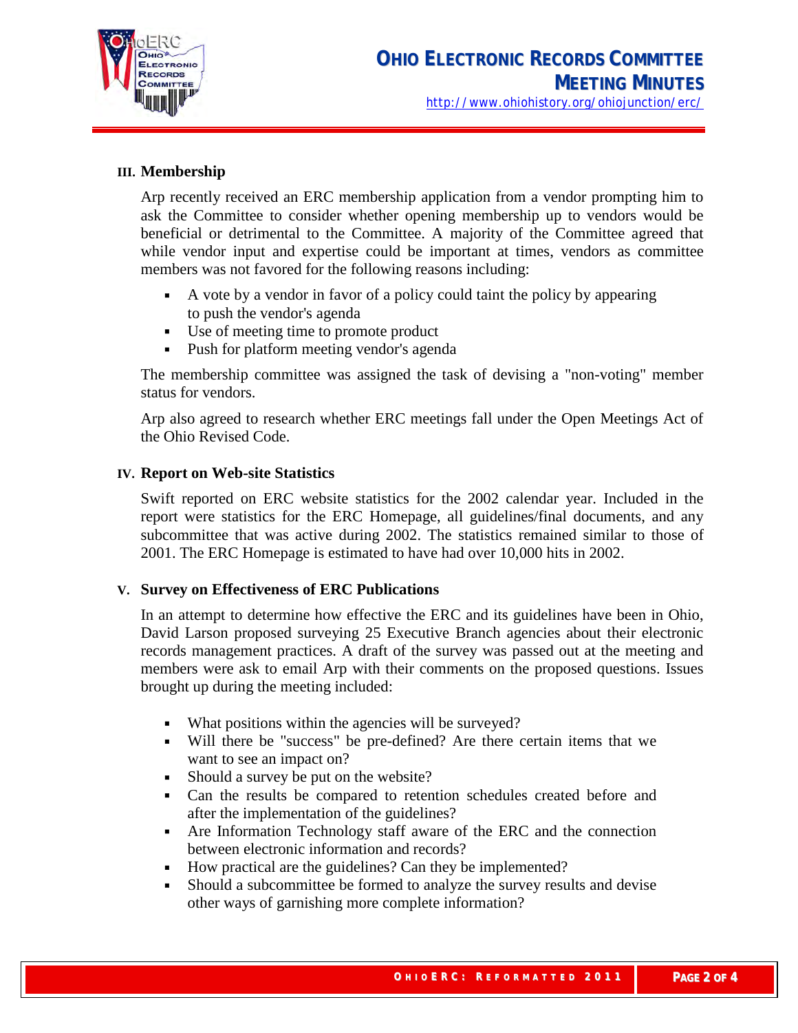### III. Membership

Arp recently received an ERC membership application from a vendor prompting him to ask the Committee to consider whether opening membership up to vendors would be beneficial or detrimental to the Committee. A majority of the Committee agreed that while vendor input and expertise could be important at times, vendors as committee members was not favored for the following reasons including:

- A vote by a vendor in favor of a policy could taint the policy by appearing to push the vendor's agenda
- Use of meeting time to promote product
- Push for platform meeting vendor's agenda

The membership committee was assigned the task of devising a "non-voting" member status for vendors.

Arp also agreed to research whether ERC meetings fall under the Open Meetings Act of the Ohio Revised Code.

### IV. Report on Web-site Statistics

Swift reported on ERC website statistics for the 2002 calendar year. Included in the report were statistics for the ERC Homepage, all guidelines/final documents, and any subcommittee that was active during 2002. The statistics remained similar to those of 2001. The ERC Homepage is estimated to have had over 10,000 hits in 2002.

### V. Survey on Effectiveness of ERC Publications

In an attempt to determine how effective the ERC and its guidelines have been in Ohio, David Larson proposed surveying 25 Executive Branch agencies about their electronic records management practices. A draft of the survey was passed out at the meeting and members were ask to email Arp with their comments on the proposed questions. Issues brought up during the meeting included:

- What positions within the agencies will be surveyed?
- Will there be "success" be pre-defined? Are there certain items that we want to see an impact on?
- Should a survey be put on the website?
- Can the results be compared to retention schedules created before and after the implementation of the guidelines?
- Are Information Technology staff aware of the ERC and the connection between electronic information and records?
- How practical are the guidelines? Can they be implemented?
- Should a subcommittee be formed to analyze the survey results and devise other ways of garnishing more complete information?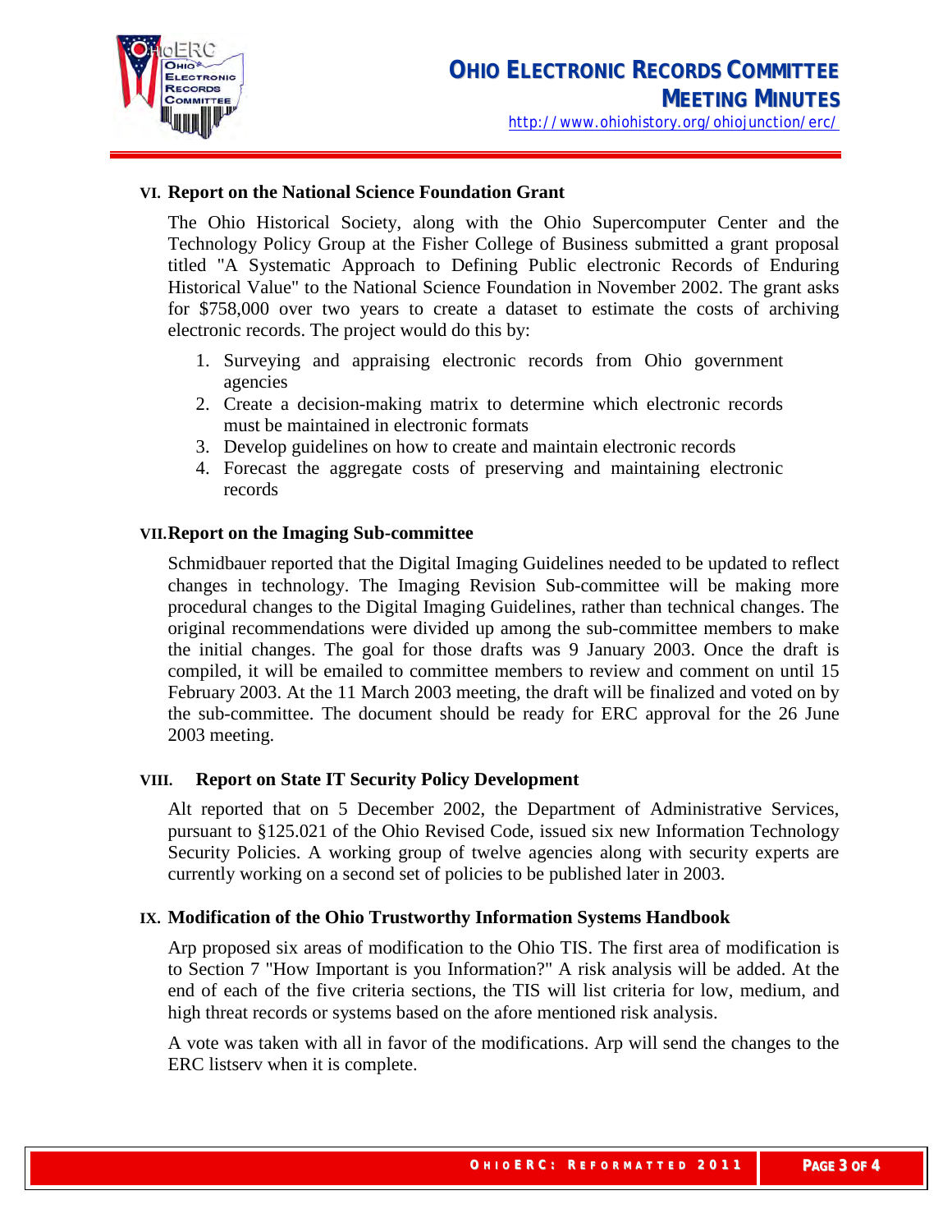## VI. Report on the National Science Foundation Grant

The Ohio Historical Society, along with the Ohio Supercomputer Center and the Technology Policy Group at the Fisher College of Business submitted a grant proposal titled "A Systematic Approach to Defining Public electronic Records of Enduring Historical Value" to the National Science Foundation in November 2002. The grant asks for $758,000 over two years to create a dataset to estimate the costs of archiving electronic records. The project would do this by:

1. Surveying and appraising electronic records from Ohio government agencies
2. Create a decision-making matrix to determine which electronic records must be maintained in electronic formats
3. Develop guidelines on how to create and maintain electronic records
4. Forecast the aggregate costs of preserving and maintaining electronic records

## VII. Report on the Imaging Sub-committee

Schmidbauer reported that the Digital Imaging Guidelines needed to be updated to reflect changes in technology. The Imaging Revision Sub-committee will be making more procedural changes to the Digital Imaging Guidelines, rather than technical changes. The original recommendations were divided up among the sub-committee members to make the initial changes. The goal for those drafts was 9 January 2003. Once the draft is compiled, it will be emailed to committee members to review and comment on until 15 February 2003. At the 11 March 2003 meeting, the draft will be finalized and voted on by the sub-committee. The document should be ready for ERC approval for the 26 June 2003 meeting.

## VIII. Report on State IT Security Policy Development

Alt reported that on 5 December 2002, the Department of Administrative Services, pursuant to §125.021 of the Ohio Revised Code, issued six new Information Technology Security Policies. A working group of twelve agencies along with security experts are currently working on a second set of policies to be published later in 2003.

## IX. Modification of the Ohio Trustworthy Information Systems Handbook

Arp proposed six areas of modification to the Ohio TIS. The first area of modification is to Section 7 "How Important is you Information?" A risk analysis will be added. At the end of each of the five criteria sections, the TIS will list criteria for low, medium, and high threat records or systems based on the afore mentioned risk analysis.

A vote was taken with all in favor of the modifications. Arp will send the changes to the ERC listserv when it is complete.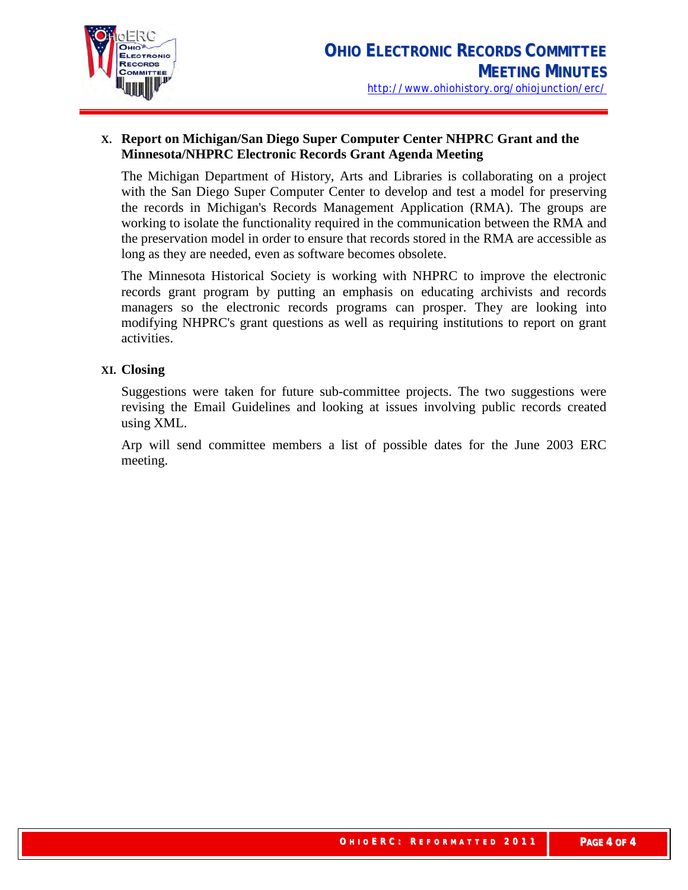## X. Report on Michigan/San Diego Super Computer Center NHPRC Grant and the Minnesota/NHPRC Electronic Records Grant Agenda Meeting

The Michigan Department of History, Arts and Libraries is collaborating on a project with the San Diego Super Computer Center to develop and test a model for preserving the records in Michigan's Records Management Application (RMA). The groups are working to isolate the functionality required in the communication between the RMA and the preservation model in order to ensure that records stored in the RMA are accessible as long as they are needed, even as software becomes obsolete.

The Minnesota Historical Society is working with NHPRC to improve the electronic records grant program by putting an emphasis on educating archivists and records managers so the electronic records programs can prosper. They are looking into modifying NHPRC's grant questions as well as requiring institutions to report on grant activities.

## XI. Closing

Suggestions were taken for future sub-committee projects. The two suggestions were revising the Email Guidelines and looking at issues involving public records created using XML.

Arp will send committee members a list of possible dates for the June 2003 ERC meeting.